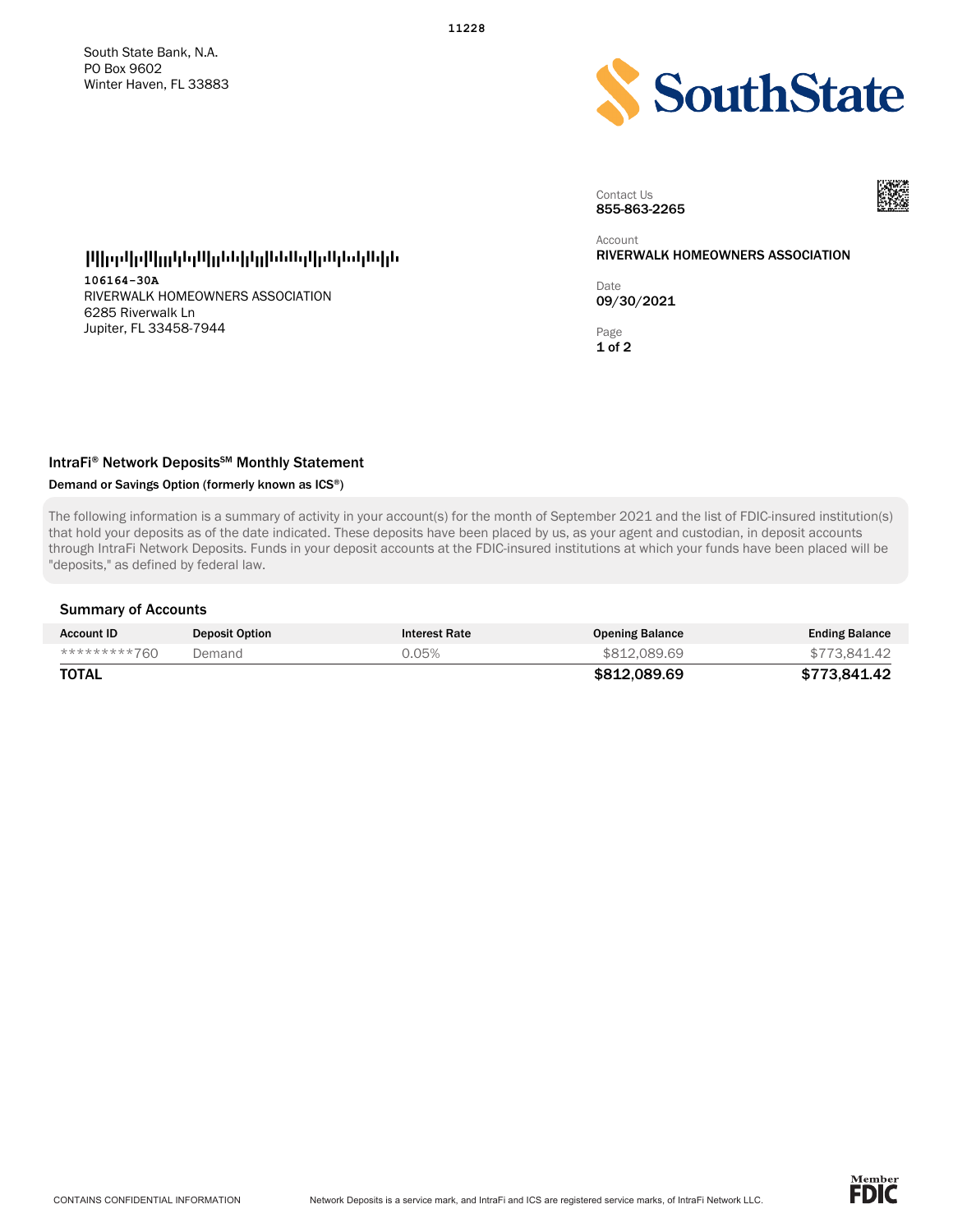11228

South State Bank, N.A.
PO Box 9602
Winter Haven, FL 33883

SouthState

Contact Us
**855-863-2265**

Account
**RIVERWALK HOMEOWNERS ASSOCIATION**

Date
**09/30/2021**

106164-30A
RIVERWALK HOMEOWNERS ASSOCIATION
6285 Riverwalk Ln
Jupiter, FL 33458-7944

## IntraFi® Network Deposits℠ Monthly Statement

**Demand or Savings Option (formerly known as ICS®)**

The following information is a summary of activity in your account(s) for the month of September 2021 and the list of FDIC-insured institution(s) that hold your deposits as of the date indicated. These deposits have been placed by us, as your agent and custodian, in deposit accounts through IntraFi Network Deposits. Funds in your deposit accounts at the FDIC-insured institutions at which your funds have been placed will be "deposits," as defined by federal law.

### Summary of Accounts

| Account ID | Deposit Option | Interest Rate | Opening Balance | Ending Balance |
|---|---|---|---|---|
| *********760 | Demand | 0.05% | $812,089.69 | $773,841.42 |
| **TOTAL** | | | **$812,089.69** | **$773,841.42** |

CONTAINS CONFIDENTIAL INFORMATION

Network Deposits is a service mark, and IntraFi and ICS are registered service marks, of IntraFi Network LLC.

Member FDIC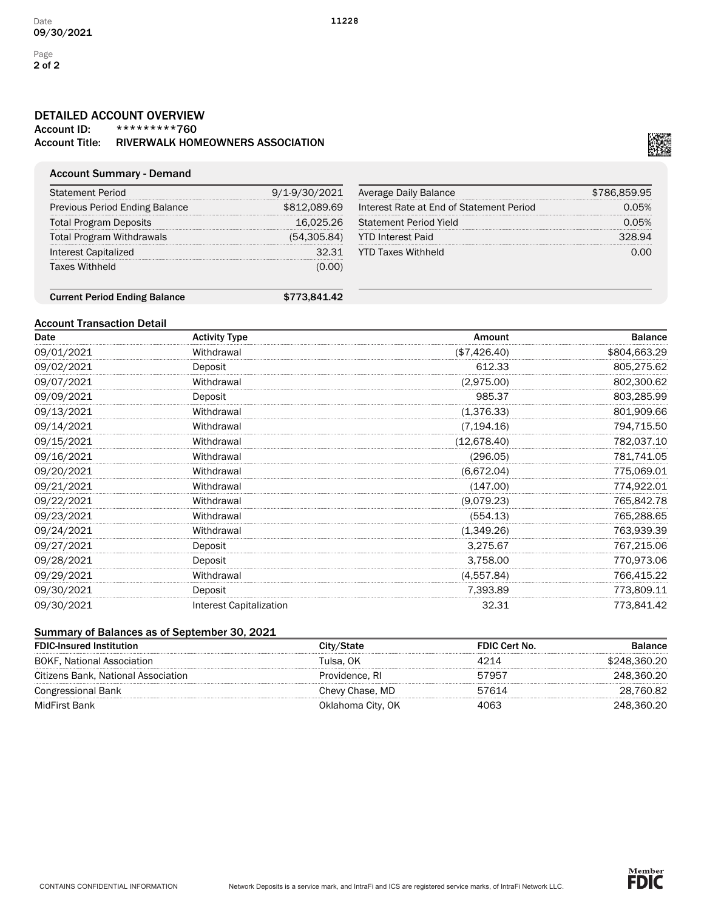Date
09/30/2021

11228

## DETAILED ACCOUNT OVERVIEW

**Account ID:** *********760
**Account Title:** RIVERWALK HOMEOWNERS ASSOCIATION

### Account Summary - Demand

| | |
|---|---|
| Statement Period | 9/1-9/30/2021 |
| Previous Period Ending Balance | $812,089.69 |
| Total Program Deposits | 16,025.26 |
| Total Program Withdrawals | (54,305.84) |
| Interest Capitalized | 32.31 |
| Taxes Withheld | (0.00) |
| **Current Period Ending Balance** | **$773,841.42** |

| | |
|---|---|
| Average Daily Balance | $786,859.95 |
| Interest Rate at End of Statement Period | 0.05% |
| Statement Period Yield | 0.05% |
| YTD Interest Paid | 328.94 |
| YTD Taxes Withheld | 0.00 |

### Account Transaction Detail

| Date | Activity Type | Amount | Balance |
|---|---|---|---|
| 09/01/2021 | Withdrawal | ($7,426.40) | $804,663.29 |
| 09/02/2021 | Deposit | 612.33 | 805,275.62 |
| 09/07/2021 | Withdrawal | (2,975.00) | 802,300.62 |
| 09/09/2021 | Deposit | 985.37 | 803,285.99 |
| 09/13/2021 | Withdrawal | (1,376.33) | 801,909.66 |
| 09/14/2021 | Withdrawal | (7,194.16) | 794,715.50 |
| 09/15/2021 | Withdrawal | (12,678.40) | 782,037.10 |
| 09/16/2021 | Withdrawal | (296.05) | 781,741.05 |
| 09/20/2021 | Withdrawal | (6,672.04) | 775,069.01 |
| 09/21/2021 | Withdrawal | (147.00) | 774,922.01 |
| 09/22/2021 | Withdrawal | (9,079.23) | 765,842.78 |
| 09/23/2021 | Withdrawal | (554.13) | 765,288.65 |
| 09/24/2021 | Withdrawal | (1,349.26) | 763,939.39 |
| 09/27/2021 | Deposit | 3,275.67 | 767,215.06 |
| 09/28/2021 | Deposit | 3,758.00 | 770,973.06 |
| 09/29/2021 | Withdrawal | (4,557.84) | 766,415.22 |
| 09/30/2021 | Deposit | 7,393.89 | 773,809.11 |
| 09/30/2021 | Interest Capitalization | 32.31 | 773,841.42 |

### Summary of Balances as of September 30, 2021

| FDIC-Insured Institution | City/State | FDIC Cert No. | Balance |
|---|---|---|---|
| BOKF, National Association | Tulsa, OK | 4214 | $248,360.20 |
| Citizens Bank, National Association | Providence, RI | 57957 | 248,360.20 |
| Congressional Bank | Chevy Chase, MD | 57614 | 28,760.82 |
| MidFirst Bank | Oklahoma City, OK | 4063 | 248,360.20 |

CONTAINS CONFIDENTIAL INFORMATION

Network Deposits is a service mark, and IntraFi and ICS are registered service marks, of IntraFi Network LLC.

Member FDIC